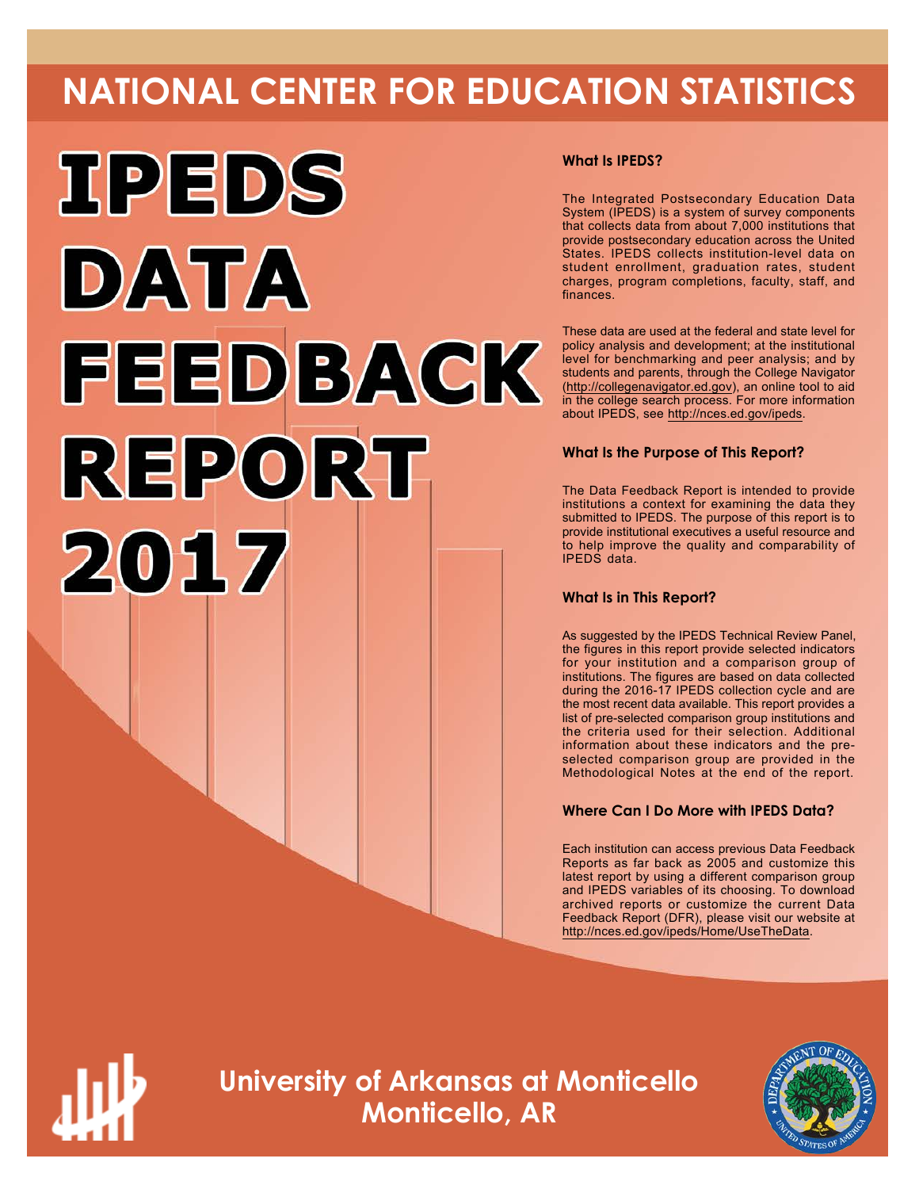# NATIONAL CENTER FOR EDUCATION STATISTICS

# IPEDS DATA FEEDBACK REPORT 2017

### What Is IPEDS?

The Integrated Postsecondary Education Data System (IPEDS) is a system of survey components that collects data from about 7,000 institutions that provide postsecondary education across the United States. IPEDS collects institution-level data on student enrollment, graduation rates, student charges, program completions, faculty, staff, and finances.

These data are used at the federal and state level for policy analysis and development; at the institutional level for benchmarking and peer analysis; and by students and parents, through the College Navigator (http://collegenavigator.ed.gov), an online tool to aid in the college search process. For more information about IPEDS, see http://nces.ed.gov/ipeds.

### What Is the Purpose of This Report?

The Data Feedback Report is intended to provide institutions a context for examining the data they submitted to IPEDS. The purpose of this report is to provide institutional executives a useful resource and to help improve the quality and comparability of IPEDS data.

### What Is in This Report?

As suggested by the IPEDS Technical Review Panel, the figures in this report provide selected indicators for your institution and a comparison group of institutions. The figures are based on data collected during the 2016-17 IPEDS collection cycle and are the most recent data available. This report provides a list of pre-selected comparison group institutions and the criteria used for their selection. Additional information about these indicators and the pre-selected comparison group are provided in the Methodological Notes at the end of the report.

### Where Can I Do More with IPEDS Data?

Each institution can access previous Data Feedback Reports as far back as 2005 and customize this latest report by using a different comparison group and IPEDS variables of its choosing. To download archived reports or customize the current Data Feedback Report (DFR), please visit our website at http://nces.ed.gov/ipeds/Home/UseTheData.

## University of Arkansas at Monticello
## Monticello, AR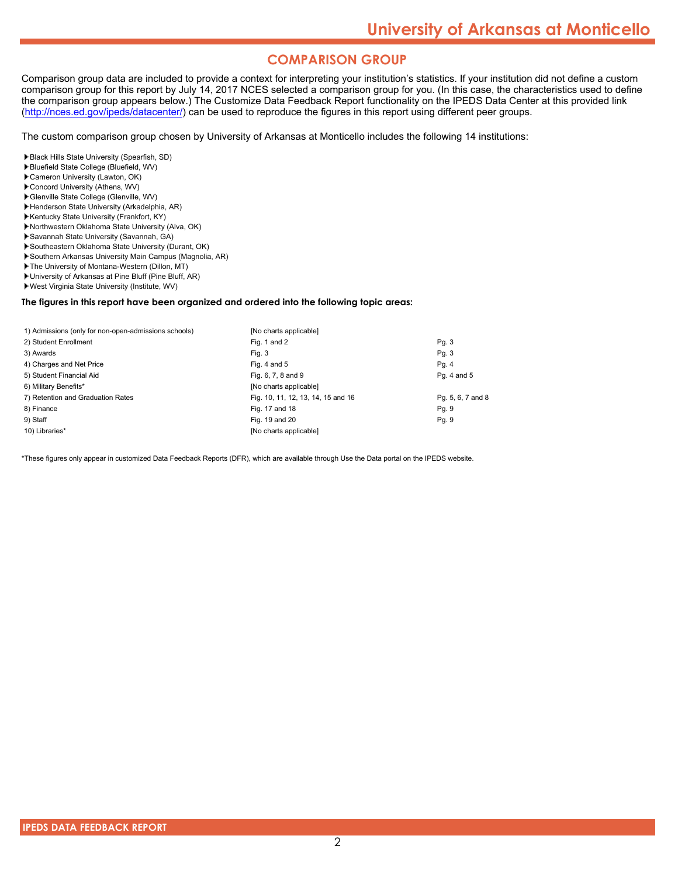## COMPARISON GROUP

Comparison group data are included to provide a context for interpreting your institution's statistics. If your institution did not define a custom comparison group for this report by July 14, 2017 NCES selected a comparison group for you. (In this case, the characteristics used to define the comparison group appears below.) The Customize Data Feedback Report functionality on the IPEDS Data Center at this provided link (http://nces.ed.gov/ipeds/datacenter/) can be used to reproduce the figures in this report using different peer groups.

The custom comparison group chosen by University of Arkansas at Monticello includes the following 14 institutions:

- Black Hills State University (Spearfish, SD)
- Bluefield State College (Bluefield, WV)
- Cameron University (Lawton, OK)
- Concord University (Athens, WV)
- Glenville State College (Glenville, WV)
- Henderson State University (Arkadelphia, AR)
- Kentucky State University (Frankfort, KY)
- Northwestern Oklahoma State University (Alva, OK)
- Savannah State University (Savannah, GA)
- Southeastern Oklahoma State University (Durant, OK)
- Southern Arkansas University Main Campus (Magnolia, AR)
- The University of Montana-Western (Dillon, MT)
- University of Arkansas at Pine Bluff (Pine Bluff, AR)
- West Virginia State University (Institute, WV)

**The figures in this report have been organized and ordered into the following topic areas:**

| Topic area | Figures | Pages |
|---|---|---|
| 1) Admissions (only for non-open-admissions schools) | [No charts applicable] | |
| 2) Student Enrollment | Fig. 1 and 2 | Pg. 3 |
| 3) Awards | Fig. 3 | Pg. 3 |
| 4) Charges and Net Price | Fig. 4 and 5 | Pg. 4 |
| 5) Student Financial Aid | Fig. 6, 7, 8 and 9 | Pg. 4 and 5 |
| 6) Military Benefits* | [No charts applicable] | |
| 7) Retention and Graduation Rates | Fig. 10, 11, 12, 13, 14, 15 and 16 | Pg. 5, 6, 7 and 8 |
| 8) Finance | Fig. 17 and 18 | Pg. 9 |
| 9) Staff | Fig. 19 and 20 | Pg. 9 |
| 10) Libraries* | [No charts applicable] | |

*These figures only appear in customized Data Feedback Reports (DFR), which are available through Use the Data portal on the IPEDS website.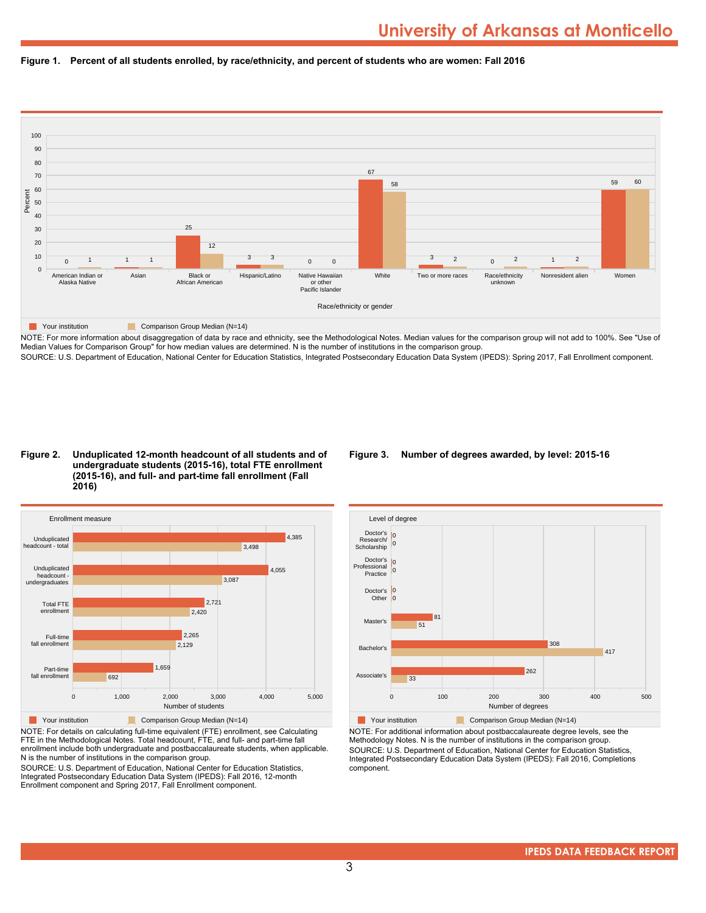# University of Arkansas at Monticello

**Figure 1. Percent of all students enrolled, by race/ethnicity, and percent of students who are women: Fall 2016**

| Race/ethnicity or gender | Your institution | Comparison Group Median (N=14) |
|---|---|---|
| American Indian or Alaska Native | 0 | 1 |
| Asian | 1 | 1 |
| Black or African American | 25 | 12 |
| Hispanic/Latino | 3 | 3 |
| Native Hawaiian or other Pacific Islander | 0 | 0 |
| White | 67 | 58 |
| Two or more races | 3 | 2 |
| Race/ethnicity unknown | 0 | 2 |
| Nonresident alien | 1 | 2 |
| Women | 59 | 60 |

NOTE: For more information about disaggregation of data by race and ethnicity, see the Methodological Notes. Median values for the comparison group will not add to 100%. See "Use of Median Values for Comparison Group" for how median values are determined. N is the number of institutions in the comparison group.
SOURCE: U.S. Department of Education, National Center for Education Statistics, Integrated Postsecondary Education Data System (IPEDS): Spring 2017, Fall Enrollment component.

**Figure 2. Unduplicated 12-month headcount of all students and of undergraduate students (2015-16), total FTE enrollment (2015-16), and full- and part-time fall enrollment (Fall 2016)**

| Enrollment measure | Your institution | Comparison Group Median (N=14) |
|---|---|---|
| Unduplicated headcount - total | 4,385 | 3,498 |
| Unduplicated headcount - undergraduates | 4,055 | 3,087 |
| Total FTE enrollment | 2,721 | 2,420 |
| Full-time fall enrollment | 2,265 | 2,129 |
| Part-time fall enrollment | 1,659 | 692 |

NOTE: For details on calculating full-time equivalent (FTE) enrollment, see Calculating FTE in the Methodological Notes. Total headcount, FTE, and full- and part-time fall enrollment include both undergraduate and postbaccalaureate students, when applicable. N is the number of institutions in the comparison group.
SOURCE: U.S. Department of Education, National Center for Education Statistics, Integrated Postsecondary Education Data System (IPEDS): Fall 2016, 12-month Enrollment component and Spring 2017, Fall Enrollment component.

**Figure 3. Number of degrees awarded, by level: 2015-16**

| Level of degree | Your institution | Comparison Group Median (N=14) |
|---|---|---|
| Doctor's Research/ Scholarship | 0 | 0 |
| Doctor's Professional Practice | 0 | 0 |
| Doctor's Other | 0 | 0 |
| Master's | 81 | 51 |
| Bachelor's | 308 | 417 |
| Associate's | 262 | 33 |

NOTE: For additional information about postbaccalaureate degree levels, see the Methodology Notes. N is the number of institutions in the comparison group.
SOURCE: U.S. Department of Education, National Center for Education Statistics, Integrated Postsecondary Education Data System (IPEDS): Fall 2016, Completions component.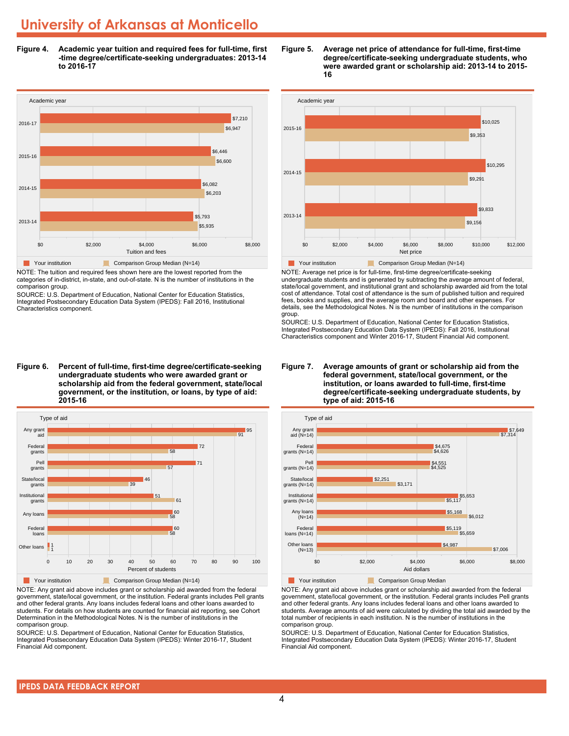# University of Arkansas at Monticello

**Figure 4. Academic year tuition and required fees for full-time, first-time degree/certificate-seeking undergraduates: 2013-14 to 2016-17**

| Academic year | Your institution | Comparison Group Median (N=14) |
|---|---|---|
| 2016-17 | $7,210 | $6,947 |
| 2015-16 | $6,446 | $6,600 |
| 2014-15 | $6,082 | $6,203 |
| 2013-14 | $5,793 | $5,935 |

NOTE: The tuition and required fees shown here are the lowest reported from the categories of in-district, in-state, and out-of-state. N is the number of institutions in the comparison group.

SOURCE: U.S. Department of Education, National Center for Education Statistics, Integrated Postsecondary Education Data System (IPEDS): Fall 2016, Institutional Characteristics component.

**Figure 5. Average net price of attendance for full-time, first-time degree/certificate-seeking undergraduate students, who were awarded grant or scholarship aid: 2013-14 to 2015-16**

| Academic year | Your institution | Comparison Group Median (N=14) |
|---|---|---|
| 2015-16 | $10,025 | $9,353 |
| 2014-15 | $10,295 | $9,291 |
| 2013-14 | $9,833 | $9,156 |

NOTE: Average net price is for full-time, first-time degree/certificate-seeking undergraduate students and is generated by subtracting the average amount of federal, state/local government, and institutional grant and scholarship awarded aid from the total cost of attendance. Total cost of attendance is the sum of published tuition and required fees, books and supplies, and the average room and board and other expenses. For details, see the Methodological Notes. N is the number of institutions in the comparison group.

SOURCE: U.S. Department of Education, National Center for Education Statistics, Integrated Postsecondary Education Data System (IPEDS): Fall 2016, Institutional Characteristics component and Winter 2016-17, Student Financial Aid component.

**Figure 6. Percent of full-time, first-time degree/certificate-seeking undergraduate students who were awarded grant or scholarship aid from the federal government, state/local government, or the institution, or loans, by type of aid: 2015-16**

| Type of aid | Your institution | Comparison Group Median (N=14) |
|---|---|---|
| Any grant aid | 95 | 91 |
| Federal grants | 72 | 58 |
| Pell grants | 71 | 57 |
| State/local grants | 46 | 39 |
| Institutional grants | 51 | 61 |
| Any loans | 60 | 58 |
| Federal loans | 60 | 58 |
| Other loans | 1 | 1 |

NOTE: Any grant aid above includes grant or scholarship aid awarded from the federal government, state/local government, or the institution. Federal grants includes Pell grants and other federal grants. Any loans includes federal loans and other loans awarded to students. For details on how students are counted for financial aid reporting, see Cohort Determination in the Methodological Notes. N is the number of institutions in the comparison group.

SOURCE: U.S. Department of Education, National Center for Education Statistics, Integrated Postsecondary Education Data System (IPEDS): Winter 2016-17, Student Financial Aid component.

**Figure 7. Average amounts of grant or scholarship aid from the federal government, state/local government, or the institution, or loans awarded to full-time, first-time degree/certificate-seeking undergraduate students, by type of aid: 2015-16**

| Type of aid | Your institution | Comparison Group Median |
|---|---|---|
| Any grant aid (N=14) | $7,649 | $7,314 |
| Federal grants (N=14) | $4,675 | $4,626 |
| Pell grants (N=14) | $4,551 | $4,525 |
| State/local grants (N=14) | $2,251 | $3,171 |
| Institutional grants (N=14) | $5,653 | $5,117 |
| Any loans (N=14) | $5,168 | $6,012 |
| Federal loans (N=14) | $5,119 | $5,659 |
| Other loans (N=13) | $4,987 | $7,006 |

NOTE: Any grant aid above includes grant or scholarship aid awarded from the federal government, state/local government, or the institution. Federal grants includes Pell grants and other federal grants. Any loans includes federal loans and other loans awarded to students. Average amounts of aid were calculated by dividing the total aid awarded by the total number of recipients in each institution. N is the number of institutions in the comparison group.

SOURCE: U.S. Department of Education, National Center for Education Statistics, Integrated Postsecondary Education Data System (IPEDS): Winter 2016-17, Student Financial Aid component.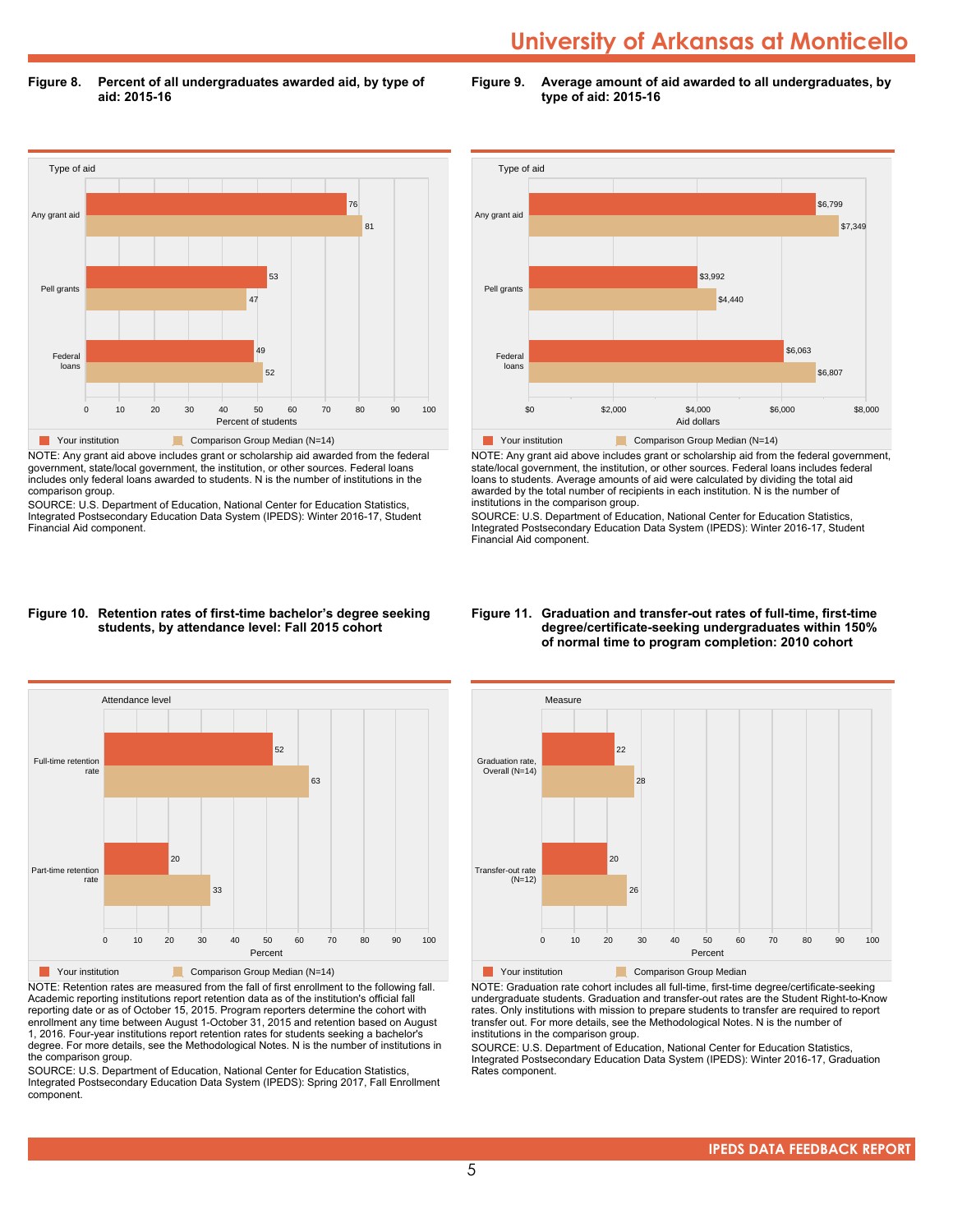**Figure 8. Percent of all undergraduates awarded aid, by type of aid: 2015-16**

| Type of aid | Your institution | Comparison Group Median (N=14) |
|---|---|---|
| Any grant aid | 76 | 81 |
| Pell grants | 53 | 47 |
| Federal loans | 49 | 52 |

Percent of students

NOTE: Any grant aid above includes grant or scholarship aid awarded from the federal government, state/local government, the institution, or other sources. Federal loans includes only federal loans awarded to students. N is the number of institutions in the comparison group.

SOURCE: U.S. Department of Education, National Center for Education Statistics, Integrated Postsecondary Education Data System (IPEDS): Winter 2016-17, Student Financial Aid component.

**Figure 9. Average amount of aid awarded to all undergraduates, by type of aid: 2015-16**

| Type of aid | Your institution | Comparison Group Median (N=14) |
|---|---|---|
| Any grant aid | $6,799 | $7,349 |
| Pell grants | $3,992 | $4,440 |
| Federal loans | $6,063 | $6,807 |

Aid dollars

NOTE: Any grant aid above includes grant or scholarship aid from the federal government, state/local government, the institution, or other sources. Federal loans includes federal loans to students. Average amounts of aid were calculated by dividing the total aid awarded by the total number of recipients in each institution. N is the number of institutions in the comparison group.

SOURCE: U.S. Department of Education, National Center for Education Statistics, Integrated Postsecondary Education Data System (IPEDS): Winter 2016-17, Student Financial Aid component.

**Figure 10. Retention rates of first-time bachelor's degree seeking students, by attendance level: Fall 2015 cohort**

| Attendance level | Your institution | Comparison Group Median (N=14) |
|---|---|---|
| Full-time retention rate | 52 | 63 |
| Part-time retention rate | 20 | 33 |

Percent

NOTE: Retention rates are measured from the fall of first enrollment to the following fall. Academic reporting institutions report retention data as of the institution's official fall reporting date or as of October 15, 2015. Program reporters determine the cohort with enrollment any time between August 1-October 31, 2015 and retention based on August 1, 2016. Four-year institutions report retention rates for students seeking a bachelor's degree. For more details, see the Methodological Notes. N is the number of institutions in the comparison group.

SOURCE: U.S. Department of Education, National Center for Education Statistics, Integrated Postsecondary Education Data System (IPEDS): Spring 2017, Fall Enrollment component.

**Figure 11. Graduation and transfer-out rates of full-time, first-time degree/certificate-seeking undergraduates within 150% of normal time to program completion: 2010 cohort**

| Measure | Your institution | Comparison Group Median |
|---|---|---|
| Graduation rate, Overall (N=14) | 22 | 28 |
| Transfer-out rate (N=12) | 20 | 26 |

Percent

NOTE: Graduation rate cohort includes all full-time, first-time degree/certificate-seeking undergraduate students. Graduation and transfer-out rates are the Student Right-to-Know rates. Only institutions with mission to prepare students to transfer are required to report transfer out. For more details, see the Methodological Notes. N is the number of institutions in the comparison group.

SOURCE: U.S. Department of Education, National Center for Education Statistics, Integrated Postsecondary Education Data System (IPEDS): Winter 2016-17, Graduation Rates component.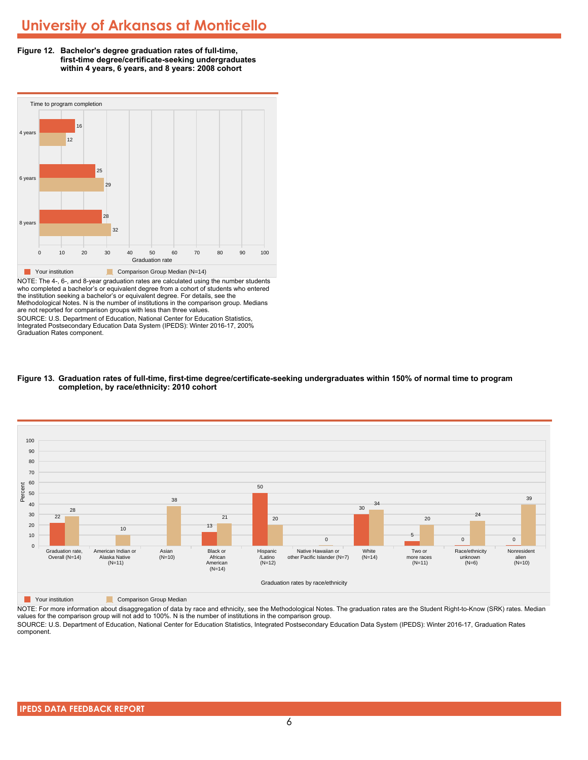# University of Arkansas at Monticello

**Figure 12. Bachelor's degree graduation rates of full-time, first-time degree/certificate-seeking undergraduates within 4 years, 6 years, and 8 years: 2008 cohort**

| Time to program completion | Your institution | Comparison Group Median (N=14) |
|---|---|---|
| 4 years | 16 | 12 |
| 6 years | 25 | 29 |
| 8 years | 28 | 32 |

NOTE: The 4-, 6-, and 8-year graduation rates are calculated using the number students who completed a bachelor's or equivalent degree from a cohort of students who entered the institution seeking a bachelor's or equivalent degree. For details, see the Methodological Notes. N is the number of institutions in the comparison group. Medians are not reported for comparison groups with less than three values.

SOURCE: U.S. Department of Education, National Center for Education Statistics, Integrated Postsecondary Education Data System (IPEDS): Winter 2016-17, 200% Graduation Rates component.

**Figure 13. Graduation rates of full-time, first-time degree/certificate-seeking undergraduates within 150% of normal time to program completion, by race/ethnicity: 2010 cohort**

| Graduation rates by race/ethnicity | Your institution | Comparison Group Median |
|---|---|---|
| Graduation rate, Overall (N=14) | 22 | 28 |
| American Indian or Alaska Native (N=11) | | 10 |
| Asian (N=10) | | 38 |
| Black or African American (N=14) | 13 | 21 |
| Hispanic /Latino (N=12) | 50 | 20 |
| Native Hawaiian or other Pacific Islander (N=7) | | 0 |
| White (N=14) | 30 | 34 |
| Two or more races (N=11) | 5 | 20 |
| Race/ethnicity unknown (N=6) | 0 | 24 |
| Nonresident alien (N=10) | 0 | 39 |

NOTE: For more information about disaggregation of data by race and ethnicity, see the Methodological Notes. The graduation rates are the Student Right-to-Know (SRK) rates. Median values for the comparison group will not add to 100%. N is the number of institutions in the comparison group.

SOURCE: U.S. Department of Education, National Center for Education Statistics, Integrated Postsecondary Education Data System (IPEDS): Winter 2016-17, Graduation Rates component.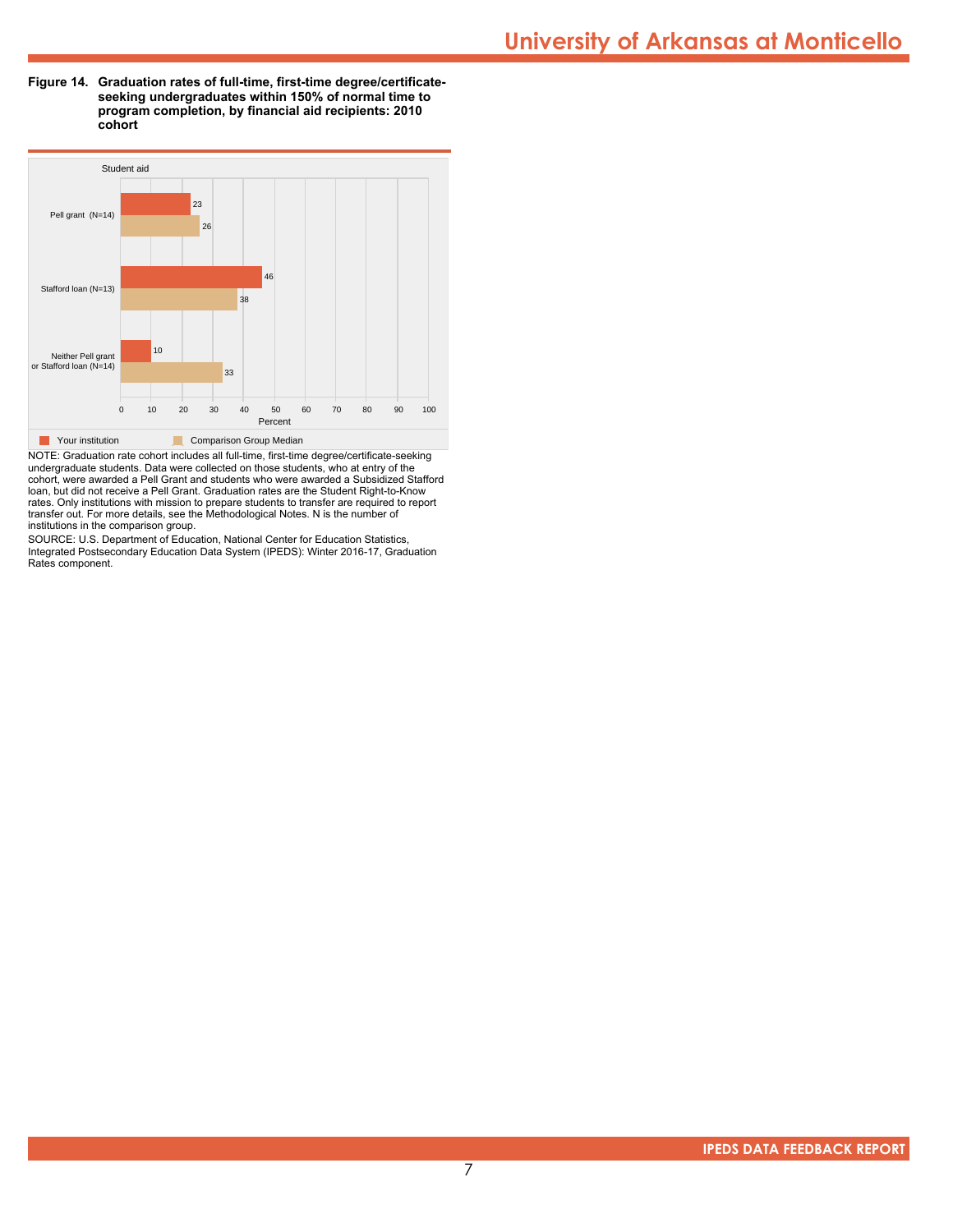**Figure 14. Graduation rates of full-time, first-time degree/certificate-seeking undergraduates within 150% of normal time to program completion, by financial aid recipients: 2010 cohort**

| Student aid | Your institution | Comparison Group Median |
|---|---|---|
| Pell grant (N=14) | 23 | 26 |
| Stafford loan (N=13) | 46 | 38 |
| Neither Pell grant or Stafford loan (N=14) | 10 | 33 |

NOTE: Graduation rate cohort includes all full-time, first-time degree/certificate-seeking undergraduate students. Data were collected on those students, who at entry of the cohort, were awarded a Pell Grant and students who were awarded a Subsidized Stafford loan, but did not receive a Pell Grant. Graduation rates are the Student Right-to-Know rates. Only institutions with mission to prepare students to transfer are required to report transfer out. For more details, see the Methodological Notes. N is the number of institutions in the comparison group.

SOURCE: U.S. Department of Education, National Center for Education Statistics, Integrated Postsecondary Education Data System (IPEDS): Winter 2016-17, Graduation Rates component.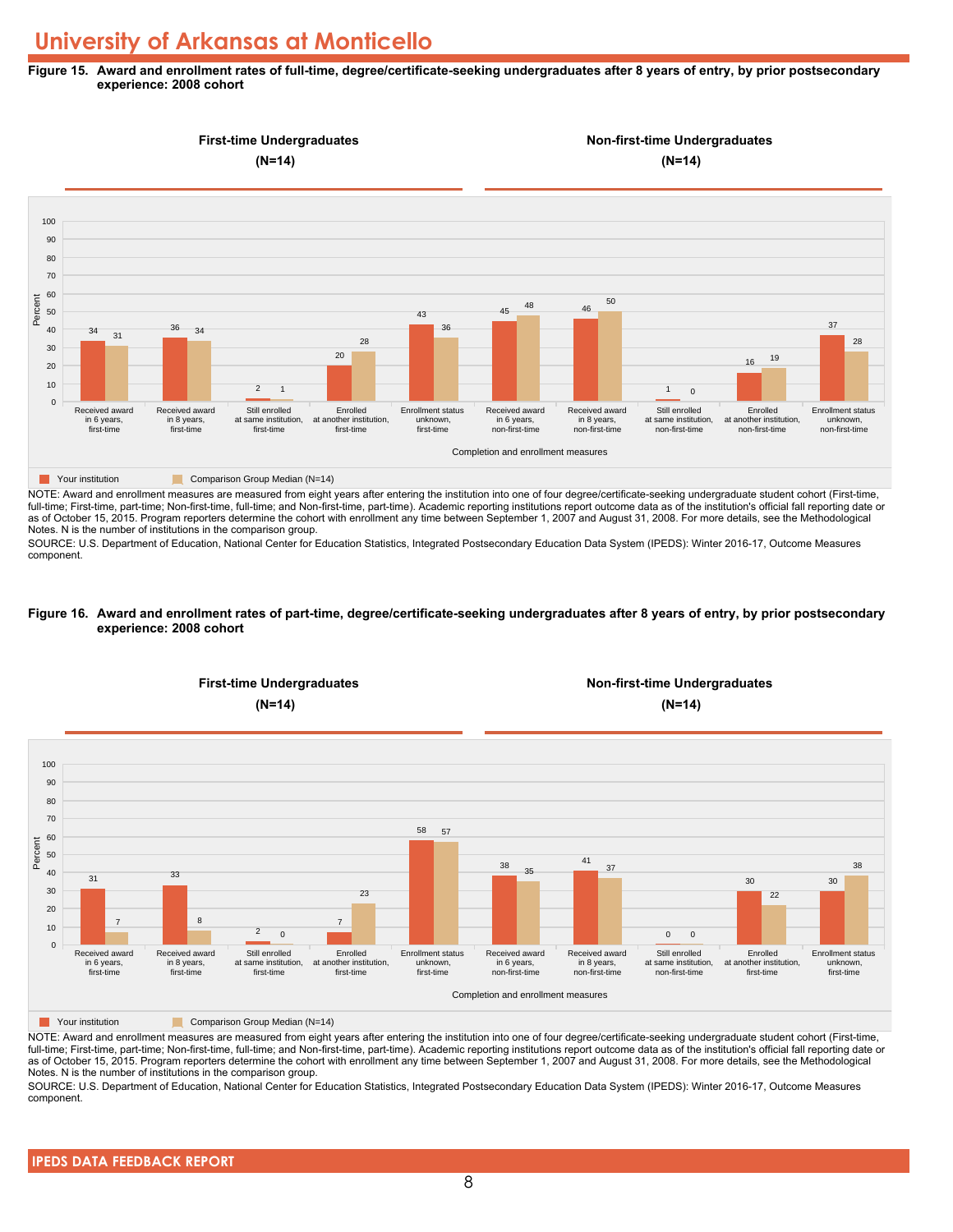# University of Arkansas at Monticello

**Figure 15. Award and enrollment rates of full-time, degree/certificate-seeking undergraduates after 8 years of entry, by prior postsecondary experience: 2008 cohort**

| Completion and enrollment measures | Your institution | Comparison Group Median (N=14) |
|---|---|---|
| Received award in 6 years, first-time | 34 | 31 |
| Received award in 8 years, first-time | 36 | 34 |
| Still enrolled at same institution, first-time | 2 | 1 |
| Enrolled at another institution, first-time | 20 | 28 |
| Enrollment status unknown, first-time | 43 | 36 |
| Received award in 6 years, non-first-time | 45 | 48 |
| Received award in 8 years, non-first-time | 46 | 50 |
| Still enrolled at same institution, non-first-time | 1 | 0 |
| Enrolled at another institution, non-first-time | 16 | 19 |
| Enrollment status unknown, non-first-time | 37 | 28 |

First-time Undergraduates (N=14); Non-first-time Undergraduates (N=14)

NOTE: Award and enrollment measures are measured from eight years after entering the institution into one of four degree/certificate-seeking undergraduate student cohort (First-time, full-time; First-time, part-time; Non-first-time, full-time; and Non-first-time, part-time). Academic reporting institutions report outcome data as of the institution's official fall reporting date or as of October 15, 2015. Program reporters determine the cohort with enrollment any time between September 1, 2007 and August 31, 2008. For more details, see the Methodological Notes. N is the number of institutions in the comparison group.

SOURCE: U.S. Department of Education, National Center for Education Statistics, Integrated Postsecondary Education Data System (IPEDS): Winter 2016-17, Outcome Measures component.

**Figure 16. Award and enrollment rates of part-time, degree/certificate-seeking undergraduates after 8 years of entry, by prior postsecondary experience: 2008 cohort**

| Completion and enrollment measures | Your institution | Comparison Group Median (N=14) |
|---|---|---|
| Received award in 6 years, first-time | 31 | 7 |
| Received award in 8 years, first-time | 33 | 8 |
| Still enrolled at same institution, first-time | 2 | 0 |
| Enrolled at another institution, first-time | 7 | 23 |
| Enrollment status unknown, first-time | 58 | 57 |
| Received award in 6 years, non-first-time | 38 | 35 |
| Received award in 8 years, non-first-time | 41 | 37 |
| Still enrolled at same institution, non-first-time | 0 | 0 |
| Enrolled at another institution, first-time | 30 | 22 |
| Enrollment status unknown, first-time | 30 | 38 |

First-time Undergraduates (N=14); Non-first-time Undergraduates (N=14)

NOTE: Award and enrollment measures are measured from eight years after entering the institution into one of four degree/certificate-seeking undergraduate student cohort (First-time, full-time; First-time, part-time; Non-first-time, full-time; and Non-first-time, part-time). Academic reporting institutions report outcome data as of the institution's official fall reporting date or as of October 15, 2015. Program reporters determine the cohort with enrollment any time between September 1, 2007 and August 31, 2008. For more details, see the Methodological Notes. N is the number of institutions in the comparison group.

SOURCE: U.S. Department of Education, National Center for Education Statistics, Integrated Postsecondary Education Data System (IPEDS): Winter 2016-17, Outcome Measures component.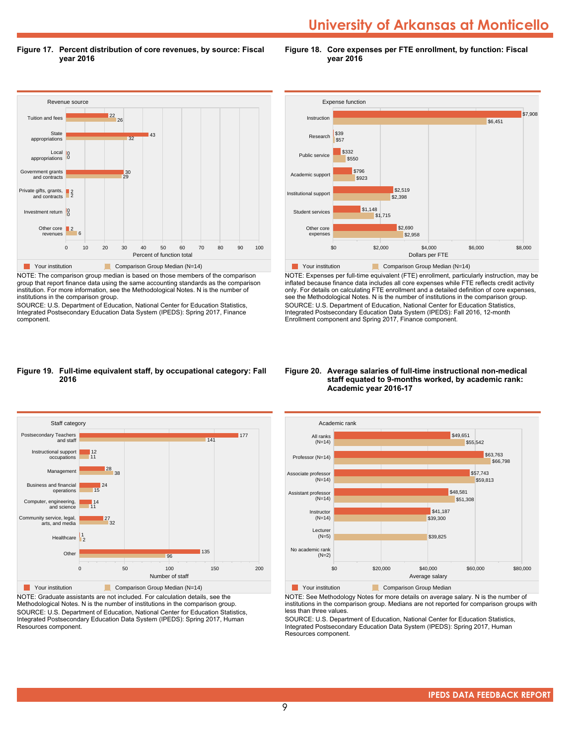# University of Arkansas at Monticello

**Figure 17. Percent distribution of core revenues, by source: Fiscal year 2016**

| Revenue source | Your institution | Comparison Group Median (N=14) |
|---|---|---|
| Tuition and fees | 22 | 26 |
| State appropriations | 43 | 32 |
| Local appropriations | 0 | 0 |
| Government grants and contracts | 30 | 29 |
| Private gifts, grants, and contracts | 2 | 2 |
| Investment return | 0 | 0 |
| Other core revenues | 2 | 6 |

Percent of function total

NOTE: The comparison group median is based on those members of the comparison group that report finance data using the same accounting standards as the comparison institution. For more information, see the Methodological Notes. N is the number of institutions in the comparison group.
SOURCE: U.S. Department of Education, National Center for Education Statistics, Integrated Postsecondary Education Data System (IPEDS): Spring 2017, Finance component.

**Figure 18. Core expenses per FTE enrollment, by function: Fiscal year 2016**

| Expense function | Your institution | Comparison Group Median (N=14) |
|---|---|---|
| Instruction | $7,908 | $6,451 |
| Research | $39 | $57 |
| Public service | $332 | $550 |
| Academic support | $796 | $923 |
| Institutional support | $2,519 | $2,398 |
| Student services | $1,148 | $1,715 |
| Other core expenses | $2,690 | $2,958 |

Dollars per FTE

NOTE: Expenses per full-time equivalent (FTE) enrollment, particularly instruction, may be inflated because finance data includes all core expenses while FTE reflects credit activity only. For details on calculating FTE enrollment and a detailed definition of core expenses, see the Methodological Notes. N is the number of institutions in the comparison group.
SOURCE: U.S. Department of Education, National Center for Education Statistics, Integrated Postsecondary Education Data System (IPEDS): Fall 2016, 12-month Enrollment component and Spring 2017, Finance component.

**Figure 19. Full-time equivalent staff, by occupational category: Fall 2016**

| Staff category | Your institution | Comparison Group Median (N=14) |
|---|---|---|
| Postsecondary Teachers and staff | 177 | 141 |
| Instructional support occupations | 12 | 11 |
| Management | 28 | 38 |
| Business and financial operations | 24 | 15 |
| Computer, engineering, and science | 14 | 11 |
| Community service, legal, arts, and media | 27 | 32 |
| Healthcare | 1 | 2 |
| Other | 135 | 96 |

Number of staff

NOTE: Graduate assistants are not included. For calculation details, see the Methodological Notes. N is the number of institutions in the comparison group.
SOURCE: U.S. Department of Education, National Center for Education Statistics, Integrated Postsecondary Education Data System (IPEDS): Spring 2017, Human Resources component.

**Figure 20. Average salaries of full-time instructional non-medical staff equated to 9-months worked, by academic rank: Academic year 2016-17**

| Academic rank | Your institution | Comparison Group Median |
|---|---|---|
| All ranks (N=14) | $49,651 | $55,542 |
| Professor (N=14) | $63,763 | $66,798 |
| Associate professor (N=14) | $57,743 | $59,813 |
| Assistant professor (N=14) | $48,581 | $51,308 |
| Instructor (N=14) | $41,187 | $39,300 |
| Lecturer (N=5) | | $39,825 |
| No academic rank (N=2) | | |

Average salary

NOTE: See Methodology Notes for more details on average salary. N is the number of institutions in the comparison group. Medians are not reported for comparison groups with less than three values.
SOURCE: U.S. Department of Education, National Center for Education Statistics, Integrated Postsecondary Education Data System (IPEDS): Spring 2017, Human Resources component.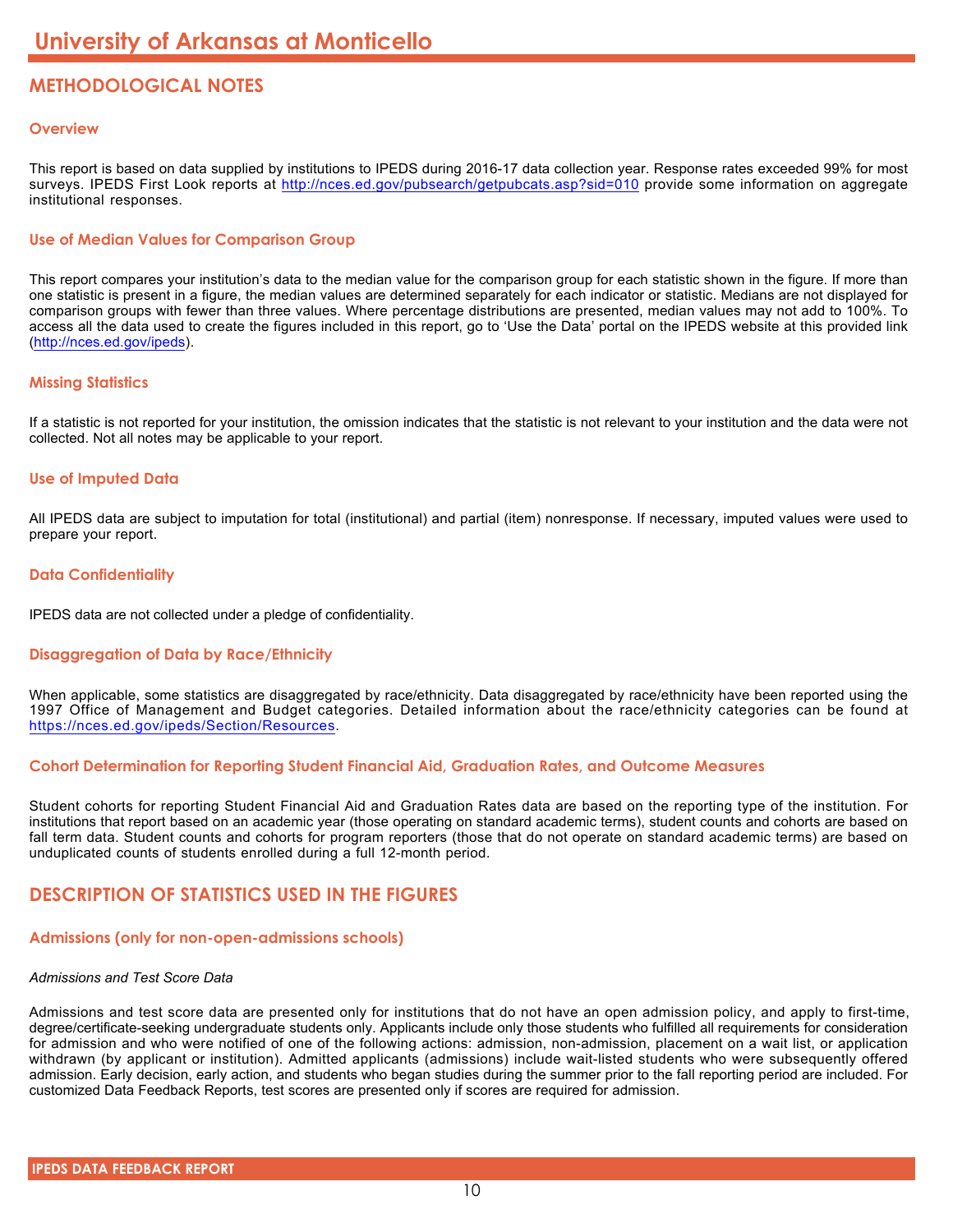# University of Arkansas at Monticello

## METHODOLOGICAL NOTES

### Overview

This report is based on data supplied by institutions to IPEDS during 2016-17 data collection year. Response rates exceeded 99% for most surveys. IPEDS First Look reports at http://nces.ed.gov/pubsearch/getpubcats.asp?sid=010 provide some information on aggregate institutional responses.

### Use of Median Values for Comparison Group

This report compares your institution's data to the median value for the comparison group for each statistic shown in the figure. If more than one statistic is present in a figure, the median values are determined separately for each indicator or statistic. Medians are not displayed for comparison groups with fewer than three values. Where percentage distributions are presented, median values may not add to 100%. To access all the data used to create the figures included in this report, go to 'Use the Data' portal on the IPEDS website at this provided link (http://nces.ed.gov/ipeds).

### Missing Statistics

If a statistic is not reported for your institution, the omission indicates that the statistic is not relevant to your institution and the data were not collected. Not all notes may be applicable to your report.

### Use of Imputed Data

All IPEDS data are subject to imputation for total (institutional) and partial (item) nonresponse. If necessary, imputed values were used to prepare your report.

### Data Confidentiality

IPEDS data are not collected under a pledge of confidentiality.

### Disaggregation of Data by Race/Ethnicity

When applicable, some statistics are disaggregated by race/ethnicity. Data disaggregated by race/ethnicity have been reported using the 1997 Office of Management and Budget categories. Detailed information about the race/ethnicity categories can be found at https://nces.ed.gov/ipeds/Section/Resources.

### Cohort Determination for Reporting Student Financial Aid, Graduation Rates, and Outcome Measures

Student cohorts for reporting Student Financial Aid and Graduation Rates data are based on the reporting type of the institution. For institutions that report based on an academic year (those operating on standard academic terms), student counts and cohorts are based on fall term data. Student counts and cohorts for program reporters (those that do not operate on standard academic terms) are based on unduplicated counts of students enrolled during a full 12-month period.

## DESCRIPTION OF STATISTICS USED IN THE FIGURES

### Admissions (only for non-open-admissions schools)

*Admissions and Test Score Data*

Admissions and test score data are presented only for institutions that do not have an open admission policy, and apply to first-time, degree/certificate-seeking undergraduate students only. Applicants include only those students who fulfilled all requirements for consideration for admission and who were notified of one of the following actions: admission, non-admission, placement on a wait list, or application withdrawn (by applicant or institution). Admitted applicants (admissions) include wait-listed students who were subsequently offered admission. Early decision, early action, and students who began studies during the summer prior to the fall reporting period are included. For customized Data Feedback Reports, test scores are presented only if scores are required for admission.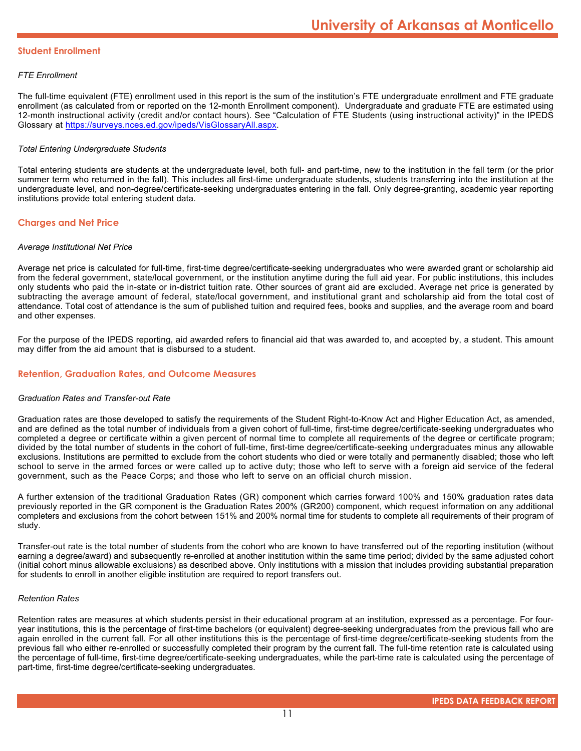## Student Enrollment

*FTE Enrollment*

The full-time equivalent (FTE) enrollment used in this report is the sum of the institution's FTE undergraduate enrollment and FTE graduate enrollment (as calculated from or reported on the 12-month Enrollment component). Undergraduate and graduate FTE are estimated using 12-month instructional activity (credit and/or contact hours). See "Calculation of FTE Students (using instructional activity)" in the IPEDS Glossary at https://surveys.nces.ed.gov/ipeds/VisGlossaryAll.aspx.

*Total Entering Undergraduate Students*

Total entering students are students at the undergraduate level, both full- and part-time, new to the institution in the fall term (or the prior summer term who returned in the fall). This includes all first-time undergraduate students, students transferring into the institution at the undergraduate level, and non-degree/certificate-seeking undergraduates entering in the fall. Only degree-granting, academic year reporting institutions provide total entering student data.

## Charges and Net Price

*Average Institutional Net Price*

Average net price is calculated for full-time, first-time degree/certificate-seeking undergraduates who were awarded grant or scholarship aid from the federal government, state/local government, or the institution anytime during the full aid year. For public institutions, this includes only students who paid the in-state or in-district tuition rate. Other sources of grant aid are excluded. Average net price is generated by subtracting the average amount of federal, state/local government, and institutional grant and scholarship aid from the total cost of attendance. Total cost of attendance is the sum of published tuition and required fees, books and supplies, and the average room and board and other expenses.

For the purpose of the IPEDS reporting, aid awarded refers to financial aid that was awarded to, and accepted by, a student. This amount may differ from the aid amount that is disbursed to a student.

## Retention, Graduation Rates, and Outcome Measures

*Graduation Rates and Transfer-out Rate*

Graduation rates are those developed to satisfy the requirements of the Student Right-to-Know Act and Higher Education Act, as amended, and are defined as the total number of individuals from a given cohort of full-time, first-time degree/certificate-seeking undergraduates who completed a degree or certificate within a given percent of normal time to complete all requirements of the degree or certificate program; divided by the total number of students in the cohort of full-time, first-time degree/certificate-seeking undergraduates minus any allowable exclusions. Institutions are permitted to exclude from the cohort students who died or were totally and permanently disabled; those who left school to serve in the armed forces or were called up to active duty; those who left to serve with a foreign aid service of the federal government, such as the Peace Corps; and those who left to serve on an official church mission.

A further extension of the traditional Graduation Rates (GR) component which carries forward 100% and 150% graduation rates data previously reported in the GR component is the Graduation Rates 200% (GR200) component, which request information on any additional completers and exclusions from the cohort between 151% and 200% normal time for students to complete all requirements of their program of study.

Transfer-out rate is the total number of students from the cohort who are known to have transferred out of the reporting institution (without earning a degree/award) and subsequently re-enrolled at another institution within the same time period; divided by the same adjusted cohort (initial cohort minus allowable exclusions) as described above. Only institutions with a mission that includes providing substantial preparation for students to enroll in another eligible institution are required to report transfers out.

*Retention Rates*

Retention rates are measures at which students persist in their educational program at an institution, expressed as a percentage. For four-year institutions, this is the percentage of first-time bachelors (or equivalent) degree-seeking undergraduates from the previous fall who are again enrolled in the current fall. For all other institutions this is the percentage of first-time degree/certificate-seeking students from the previous fall who either re-enrolled or successfully completed their program by the current fall. The full-time retention rate is calculated using the percentage of full-time, first-time degree/certificate-seeking undergraduates, while the part-time rate is calculated using the percentage of part-time, first-time degree/certificate-seeking undergraduates.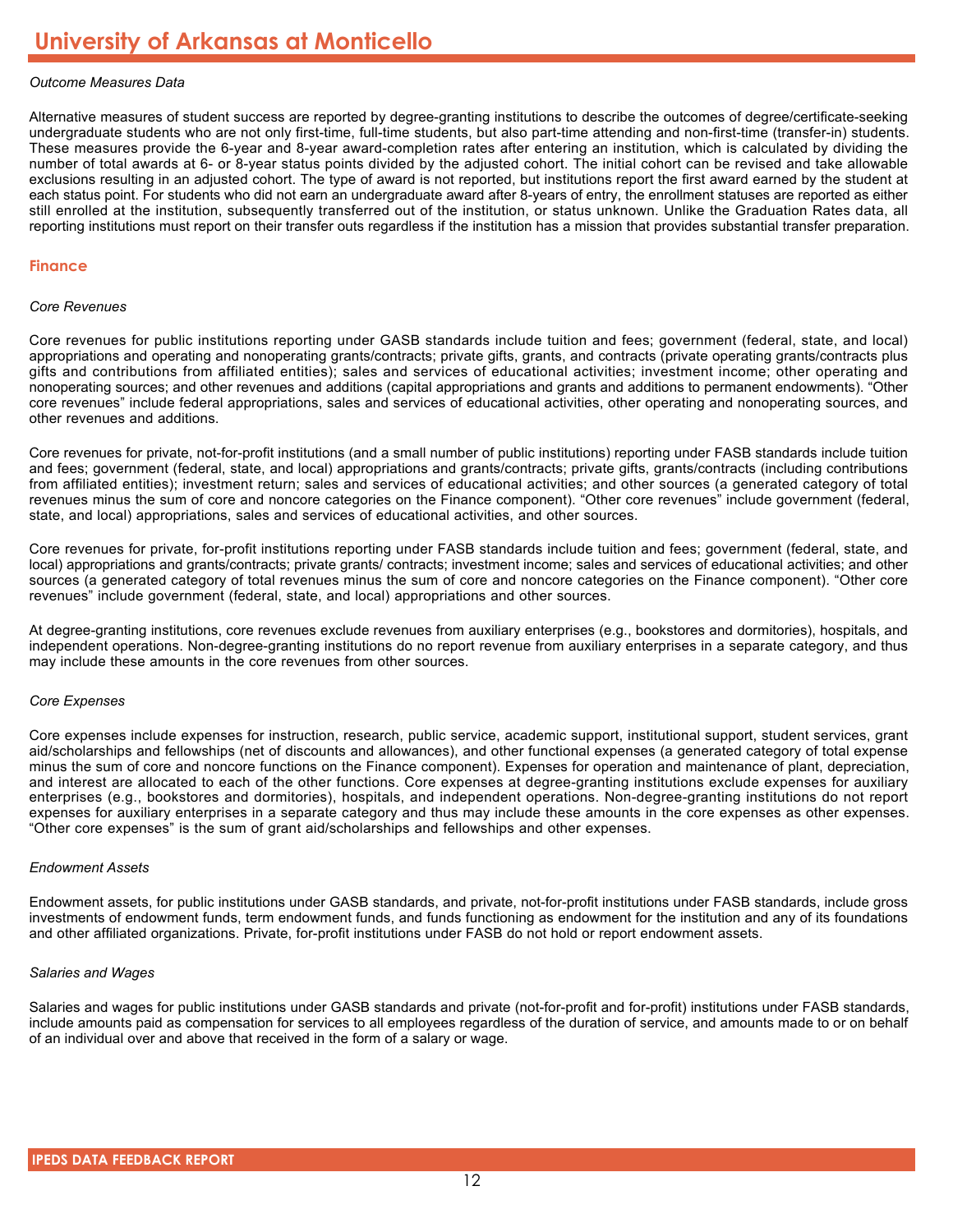# University of Arkansas at Monticello

*Outcome Measures Data*

Alternative measures of student success are reported by degree-granting institutions to describe the outcomes of degree/certificate-seeking undergraduate students who are not only first-time, full-time students, but also part-time attending and non-first-time (transfer-in) students. These measures provide the 6-year and 8-year award-completion rates after entering an institution, which is calculated by dividing the number of total awards at 6- or 8-year status points divided by the adjusted cohort. The initial cohort can be revised and take allowable exclusions resulting in an adjusted cohort. The type of award is not reported, but institutions report the first award earned by the student at each status point. For students who did not earn an undergraduate award after 8-years of entry, the enrollment statuses are reported as either still enrolled at the institution, subsequently transferred out of the institution, or status unknown. Unlike the Graduation Rates data, all reporting institutions must report on their transfer outs regardless if the institution has a mission that provides substantial transfer preparation.

## Finance

*Core Revenues*

Core revenues for public institutions reporting under GASB standards include tuition and fees; government (federal, state, and local) appropriations and operating and nonoperating grants/contracts; private gifts, grants, and contracts (private operating grants/contracts plus gifts and contributions from affiliated entities); sales and services of educational activities; investment income; other operating and nonoperating sources; and other revenues and additions (capital appropriations and grants and additions to permanent endowments). “Other core revenues” include federal appropriations, sales and services of educational activities, other operating and nonoperating sources, and other revenues and additions.

Core revenues for private, not-for-profit institutions (and a small number of public institutions) reporting under FASB standards include tuition and fees; government (federal, state, and local) appropriations and grants/contracts; private gifts, grants/contracts (including contributions from affiliated entities); investment return; sales and services of educational activities; and other sources (a generated category of total revenues minus the sum of core and noncore categories on the Finance component). “Other core revenues” include government (federal, state, and local) appropriations, sales and services of educational activities, and other sources.

Core revenues for private, for-profit institutions reporting under FASB standards include tuition and fees; government (federal, state, and local) appropriations and grants/contracts; private grants/ contracts; investment income; sales and services of educational activities; and other sources (a generated category of total revenues minus the sum of core and noncore categories on the Finance component). “Other core revenues” include government (federal, state, and local) appropriations and other sources.

At degree-granting institutions, core revenues exclude revenues from auxiliary enterprises (e.g., bookstores and dormitories), hospitals, and independent operations. Non-degree-granting institutions do no report revenue from auxiliary enterprises in a separate category, and thus may include these amounts in the core revenues from other sources.

*Core Expenses*

Core expenses include expenses for instruction, research, public service, academic support, institutional support, student services, grant aid/scholarships and fellowships (net of discounts and allowances), and other functional expenses (a generated category of total expense minus the sum of core and noncore functions on the Finance component). Expenses for operation and maintenance of plant, depreciation, and interest are allocated to each of the other functions. Core expenses at degree-granting institutions exclude expenses for auxiliary enterprises (e.g., bookstores and dormitories), hospitals, and independent operations. Non-degree-granting institutions do not report expenses for auxiliary enterprises in a separate category and thus may include these amounts in the core expenses as other expenses. “Other core expenses” is the sum of grant aid/scholarships and fellowships and other expenses.

*Endowment Assets*

Endowment assets, for public institutions under GASB standards, and private, not-for-profit institutions under FASB standards, include gross investments of endowment funds, term endowment funds, and funds functioning as endowment for the institution and any of its foundations and other affiliated organizations. Private, for-profit institutions under FASB do not hold or report endowment assets.

*Salaries and Wages*

Salaries and wages for public institutions under GASB standards and private (not-for-profit and for-profit) institutions under FASB standards, include amounts paid as compensation for services to all employees regardless of the duration of service, and amounts made to or on behalf of an individual over and above that received in the form of a salary or wage.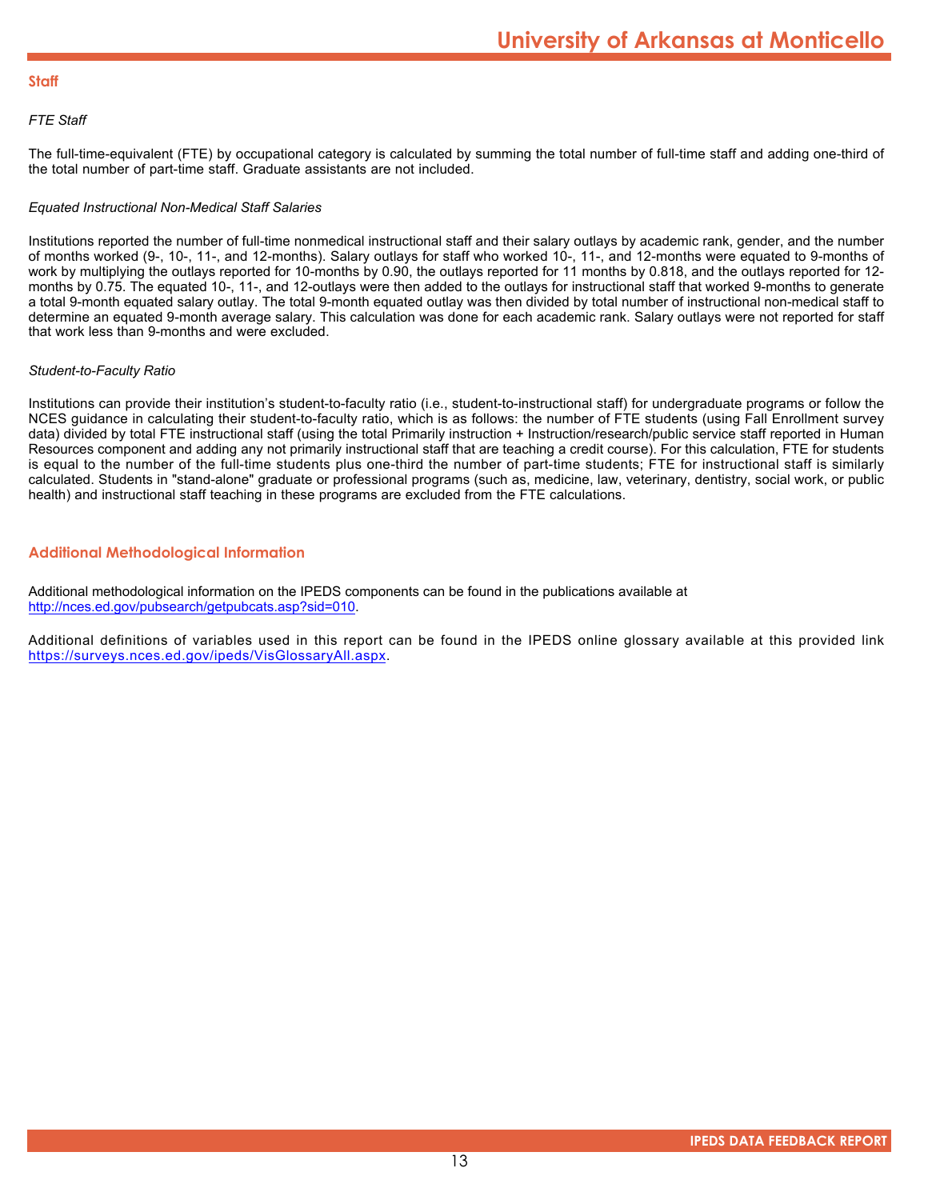## Staff

*FTE Staff*

The full-time-equivalent (FTE) by occupational category is calculated by summing the total number of full-time staff and adding one-third of the total number of part-time staff. Graduate assistants are not included.

*Equated Instructional Non-Medical Staff Salaries*

Institutions reported the number of full-time nonmedical instructional staff and their salary outlays by academic rank, gender, and the number of months worked (9-, 10-, 11-, and 12-months). Salary outlays for staff who worked 10-, 11-, and 12-months were equated to 9-months of work by multiplying the outlays reported for 10-months by 0.90, the outlays reported for 11 months by 0.818, and the outlays reported for 12-months by 0.75. The equated 10-, 11-, and 12-outlays were then added to the outlays for instructional staff that worked 9-months to generate a total 9-month equated salary outlay. The total 9-month equated outlay was then divided by total number of instructional non-medical staff to determine an equated 9-month average salary. This calculation was done for each academic rank. Salary outlays were not reported for staff that work less than 9-months and were excluded.

*Student-to-Faculty Ratio*

Institutions can provide their institution's student-to-faculty ratio (i.e., student-to-instructional staff) for undergraduate programs or follow the NCES guidance in calculating their student-to-faculty ratio, which is as follows: the number of FTE students (using Fall Enrollment survey data) divided by total FTE instructional staff (using the total Primarily instruction + Instruction/research/public service staff reported in Human Resources component and adding any not primarily instructional staff that are teaching a credit course). For this calculation, FTE for students is equal to the number of the full-time students plus one-third the number of part-time students; FTE for instructional staff is similarly calculated. Students in "stand-alone" graduate or professional programs (such as, medicine, law, veterinary, dentistry, social work, or public health) and instructional staff teaching in these programs are excluded from the FTE calculations.

## Additional Methodological Information

Additional methodological information on the IPEDS components can be found in the publications available at http://nces.ed.gov/pubsearch/getpubcats.asp?sid=010.

Additional definitions of variables used in this report can be found in the IPEDS online glossary available at this provided link https://surveys.nces.ed.gov/ipeds/VisGlossaryAll.aspx.